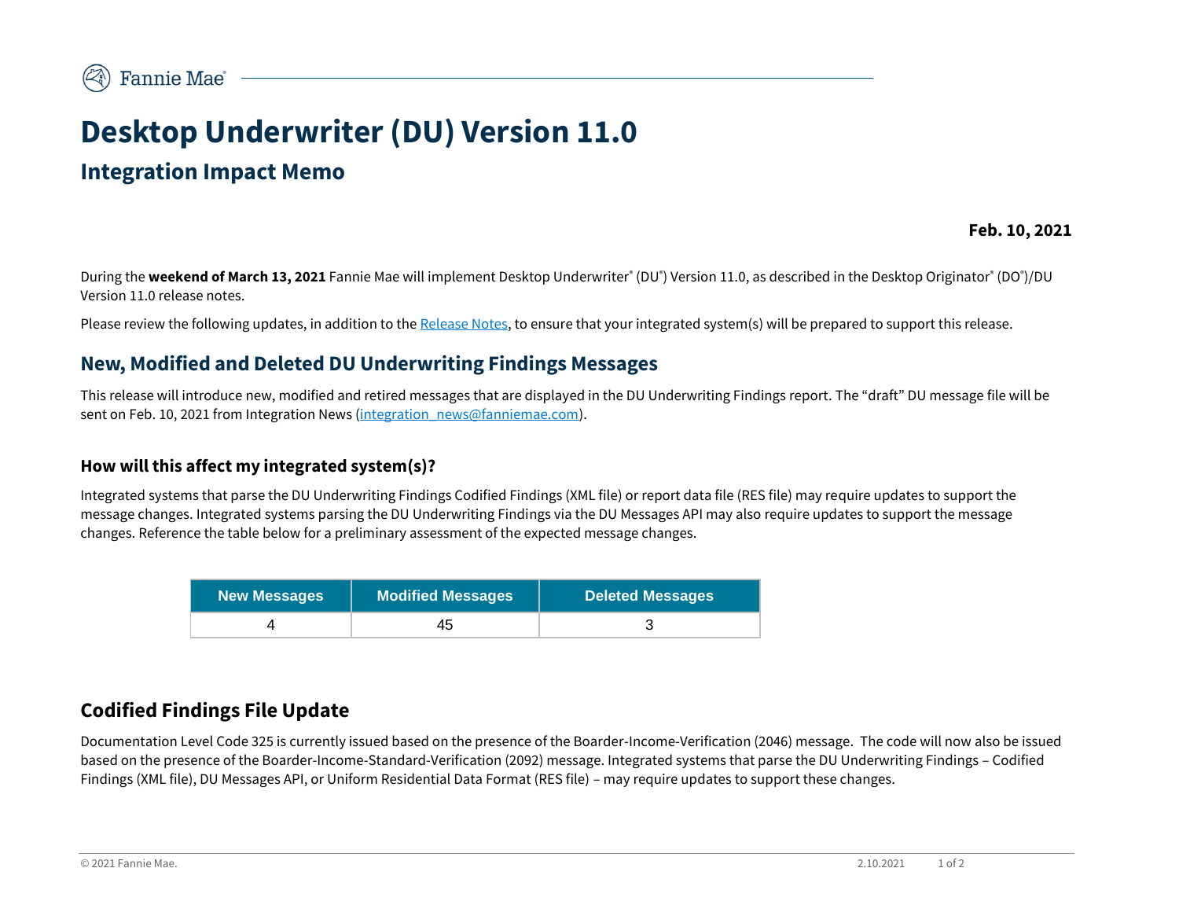# Desktop Underwriter (DU) Version 11.0

## Integration Impact Memo

**Feb. 10, 2021**

During the **weekend of March 13, 2021** Fannie Mae will implement Desktop Underwriter® (DU®) Version 11.0, as described in the Desktop Originator® (DO®)/DU Version 11.0 release notes.

Please review the following updates, in addition to the Release Notes, to ensure that your integrated system(s) will be prepared to support this release.

## New, Modified and Deleted DU Underwriting Findings Messages

This release will introduce new, modified and retired messages that are displayed in the DU Underwriting Findings report. The “draft” DU message file will be sent on Feb. 10, 2021 from Integration News (integration_news@fanniemae.com).

### How will this affect my integrated system(s)?

Integrated systems that parse the DU Underwriting Findings Codified Findings (XML file) or report data file (RES file) may require updates to support the message changes. Integrated systems parsing the DU Underwriting Findings via the DU Messages API may also require updates to support the message changes. Reference the table below for a preliminary assessment of the expected message changes.

| New Messages | Modified Messages | Deleted Messages |
|---|---|---|
| 4 | 45 | 3 |

## Codified Findings File Update

Documentation Level Code 325 is currently issued based on the presence of the Boarder-Income-Verification (2046) message. The code will now also be issued based on the presence of the Boarder-Income-Standard-Verification (2092) message. Integrated systems that parse the DU Underwriting Findings – Codified Findings (XML file), DU Messages API, or Uniform Residential Data Format (RES file) – may require updates to support these changes.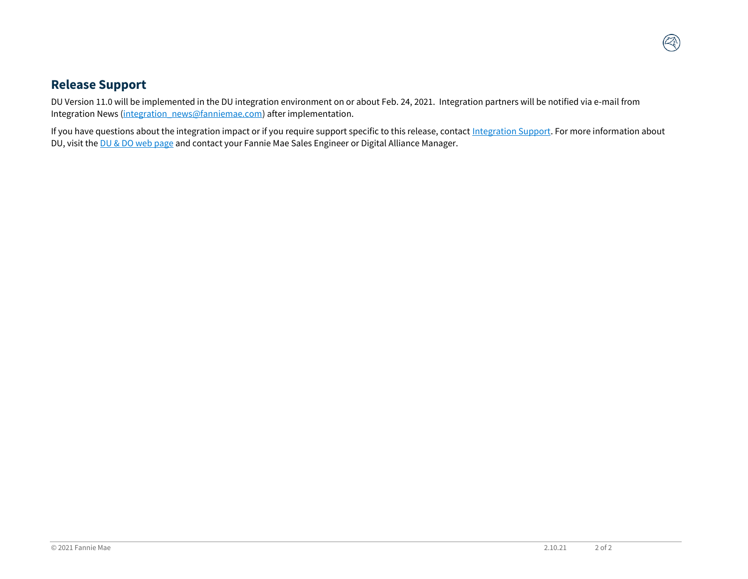## Release Support

DU Version 11.0 will be implemented in the DU integration environment on or about Feb. 24, 2021.  Integration partners will be notified via e-mail from Integration News (integration_news@fanniemae.com) after implementation.

If you have questions about the integration impact or if you require support specific to this release, contact Integration Support. For more information about DU, visit the DU & DO web page and contact your Fannie Mae Sales Engineer or Digital Alliance Manager.